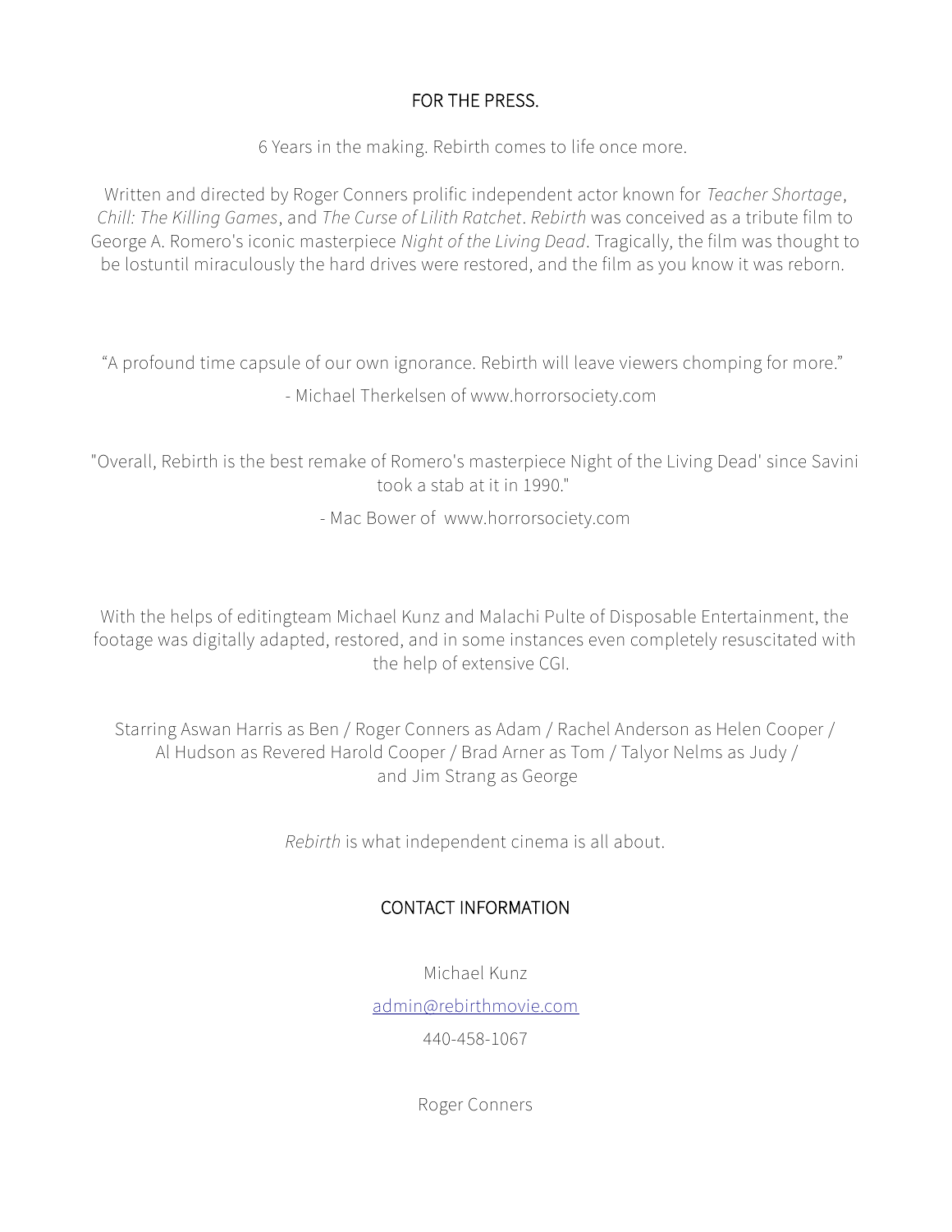## FOR THE PRESS.

6 Years in the making. Rebirth comes to life once more.

Written and directed by Roger Conners prolific independent actor known for *Teacher Shortage*, *Chill: The Killing Games*, and *The Curse of Lilith Ratchet*. *Rebirth* was conceived as a tribute film to George A. Romero's iconic masterpiece *Night of the Living Dead*. Tragically, the film was thought to be lostuntil miraculously the hard drives were restored, and the film as you know it was reborn.

"A profound time capsule of our own ignorance. Rebirth will leave viewers chomping for more."

- Michael Therkelsen of www.horrorsociety.com

"Overall, Rebirth is the best remake of Romero's masterpiece Night of the Living Dead' since Savini took a stab at it in 1990."

- Mac Bower of www.horrorsociety.com

With the helps of editingteam Michael Kunz and Malachi Pulte of Disposable Entertainment, the footage was digitally adapted, restored, and in some instances even completely resuscitated with the help of extensive CGI.

Starring Aswan Harris as Ben / Roger Conners as Adam / Rachel Anderson as Helen Cooper / Al Hudson as Revered Harold Cooper / Brad Arner as Tom / Talyor Nelms as Judy / and Jim Strang as George

*Rebirth* is what independent cinema is all about.

## CONTACT INFORMATION

Michael Kunz

admin@rebirthmovie.com

440-458-1067

Roger Conners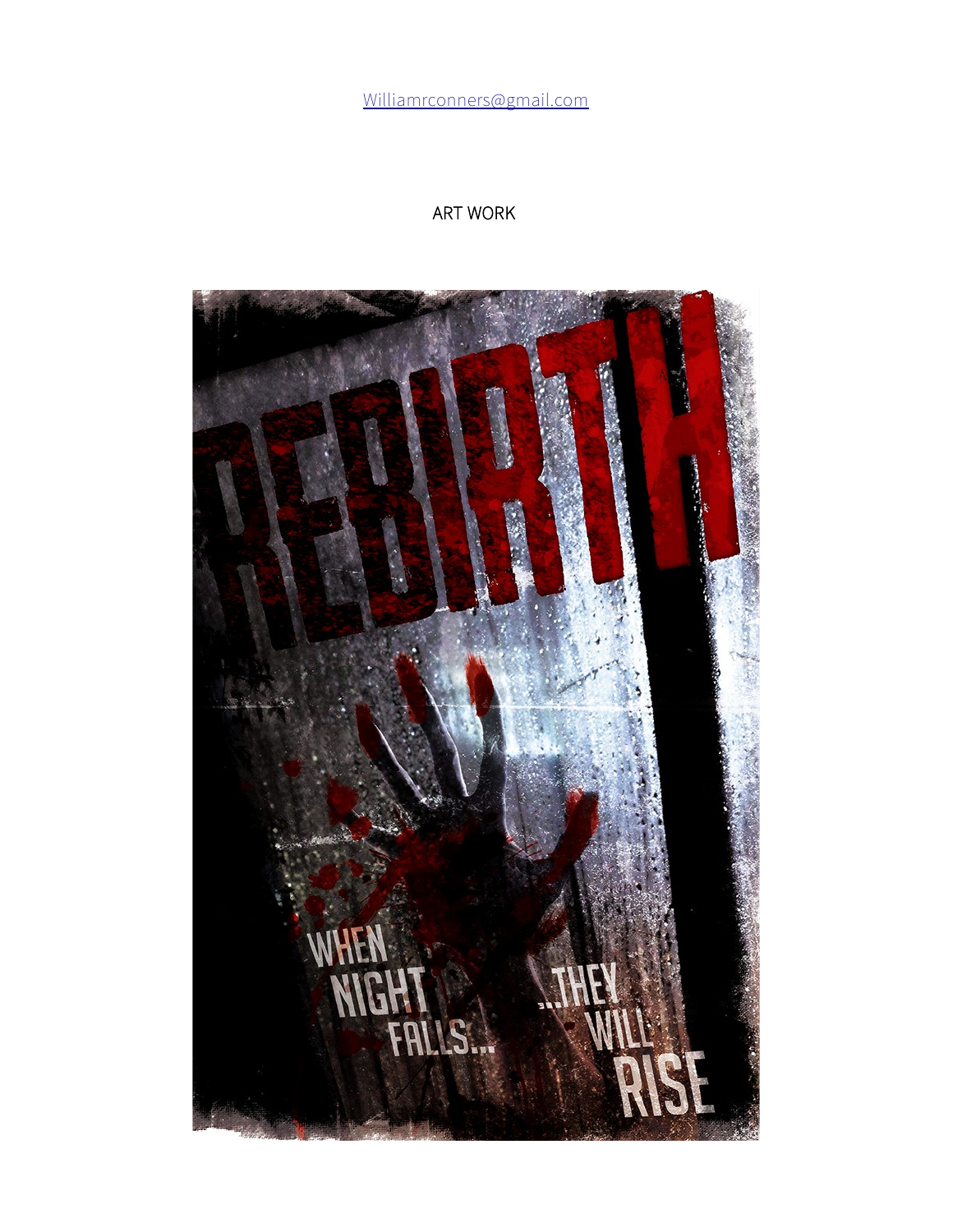Williamrconners@gmail.com

ART WORK

REBIRTH

WHEN NIGHT FALLS... ...THEY WILL RISE